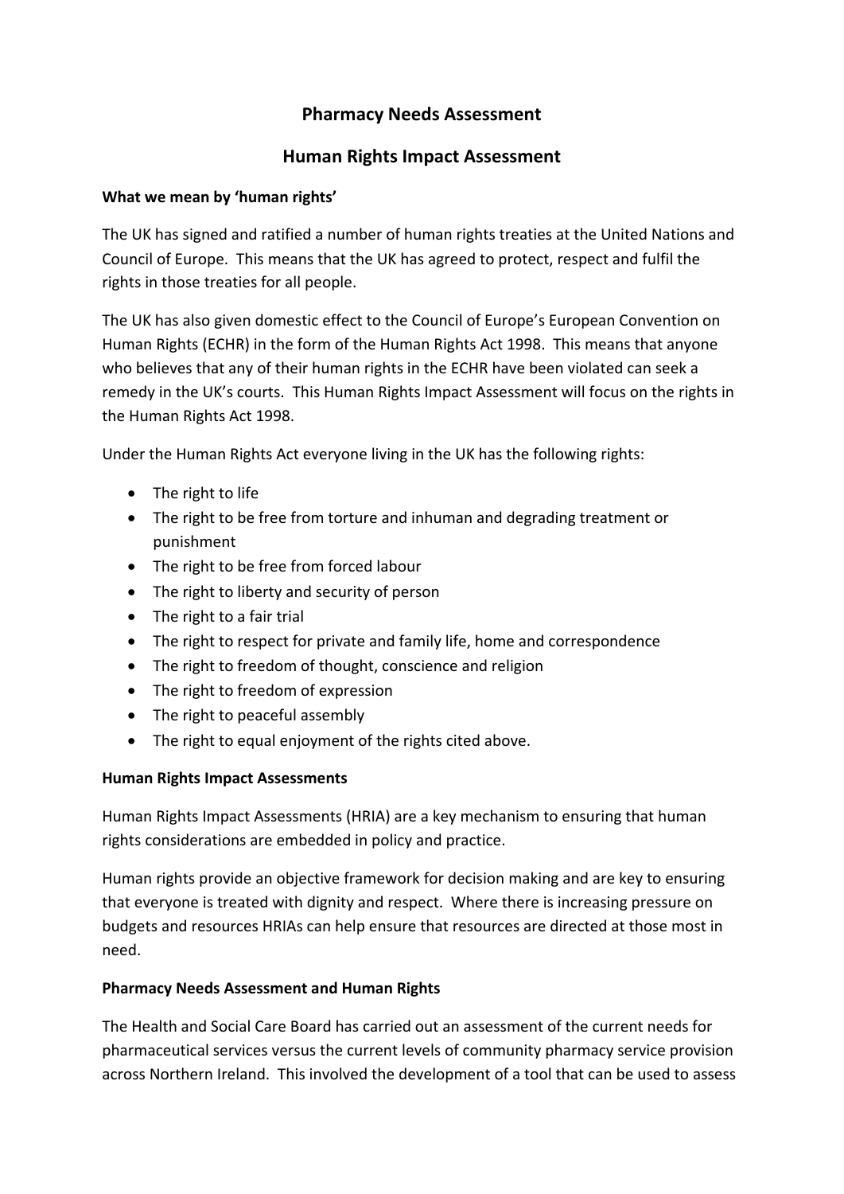# Pharmacy Needs Assessment

# Human Rights Impact Assessment

**What we mean by 'human rights'**

The UK has signed and ratified a number of human rights treaties at the United Nations and Council of Europe. This means that the UK has agreed to protect, respect and fulfil the rights in those treaties for all people.

The UK has also given domestic effect to the Council of Europe's European Convention on Human Rights (ECHR) in the form of the Human Rights Act 1998. This means that anyone who believes that any of their human rights in the ECHR have been violated can seek a remedy in the UK's courts. This Human Rights Impact Assessment will focus on the rights in the Human Rights Act 1998.

Under the Human Rights Act everyone living in the UK has the following rights:

- The right to life
- The right to be free from torture and inhuman and degrading treatment or punishment
- The right to be free from forced labour
- The right to liberty and security of person
- The right to a fair trial
- The right to respect for private and family life, home and correspondence
- The right to freedom of thought, conscience and religion
- The right to freedom of expression
- The right to peaceful assembly
- The right to equal enjoyment of the rights cited above.

**Human Rights Impact Assessments**

Human Rights Impact Assessments (HRIA) are a key mechanism to ensuring that human rights considerations are embedded in policy and practice.

Human rights provide an objective framework for decision making and are key to ensuring that everyone is treated with dignity and respect. Where there is increasing pressure on budgets and resources HRIAs can help ensure that resources are directed at those most in need.

**Pharmacy Needs Assessment and Human Rights**

The Health and Social Care Board has carried out an assessment of the current needs for pharmaceutical services versus the current levels of community pharmacy service provision across Northern Ireland. This involved the development of a tool that can be used to assess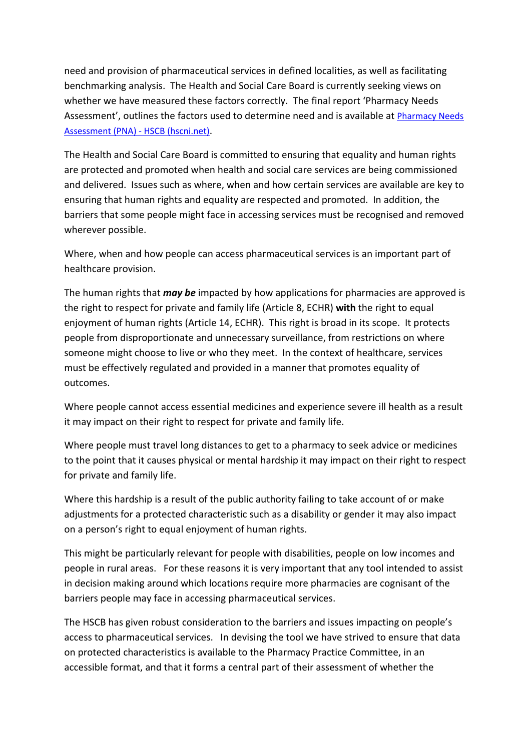need and provision of pharmaceutical services in defined localities, as well as facilitating benchmarking analysis. The Health and Social Care Board is currently seeking views on whether we have measured these factors correctly. The final report 'Pharmacy Needs Assessment', outlines the factors used to determine need and is available at [Pharmacy Needs Assessment (PNA) - HSCB (hscni.net)](Pharmacy Needs Assessment (PNA) - HSCB (hscni.net)).

The Health and Social Care Board is committed to ensuring that equality and human rights are protected and promoted when health and social care services are being commissioned and delivered. Issues such as where, when and how certain services are available are key to ensuring that human rights and equality are respected and promoted. In addition, the barriers that some people might face in accessing services must be recognised and removed wherever possible.

Where, when and how people can access pharmaceutical services is an important part of healthcare provision.

The human rights that ***may be*** impacted by how applications for pharmacies are approved is the right to respect for private and family life (Article 8, ECHR) **with** the right to equal enjoyment of human rights (Article 14, ECHR). This right is broad in its scope. It protects people from disproportionate and unnecessary surveillance, from restrictions on where someone might choose to live or who they meet. In the context of healthcare, services must be effectively regulated and provided in a manner that promotes equality of outcomes.

Where people cannot access essential medicines and experience severe ill health as a result it may impact on their right to respect for private and family life.

Where people must travel long distances to get to a pharmacy to seek advice or medicines to the point that it causes physical or mental hardship it may impact on their right to respect for private and family life.

Where this hardship is a result of the public authority failing to take account of or make adjustments for a protected characteristic such as a disability or gender it may also impact on a person's right to equal enjoyment of human rights.

This might be particularly relevant for people with disabilities, people on low incomes and people in rural areas. For these reasons it is very important that any tool intended to assist in decision making around which locations require more pharmacies are cognisant of the barriers people may face in accessing pharmaceutical services.

The HSCB has given robust consideration to the barriers and issues impacting on people's access to pharmaceutical services. In devising the tool we have strived to ensure that data on protected characteristics is available to the Pharmacy Practice Committee, in an accessible format, and that it forms a central part of their assessment of whether the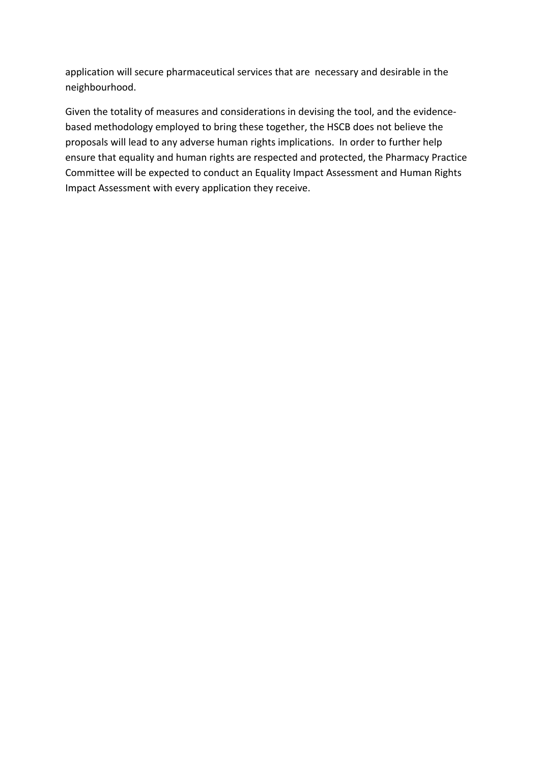application will secure pharmaceutical services that are necessary and desirable in the neighbourhood.

Given the totality of measures and considerations in devising the tool, and the evidence-based methodology employed to bring these together, the HSCB does not believe the proposals will lead to any adverse human rights implications. In order to further help ensure that equality and human rights are respected and protected, the Pharmacy Practice Committee will be expected to conduct an Equality Impact Assessment and Human Rights Impact Assessment with every application they receive.